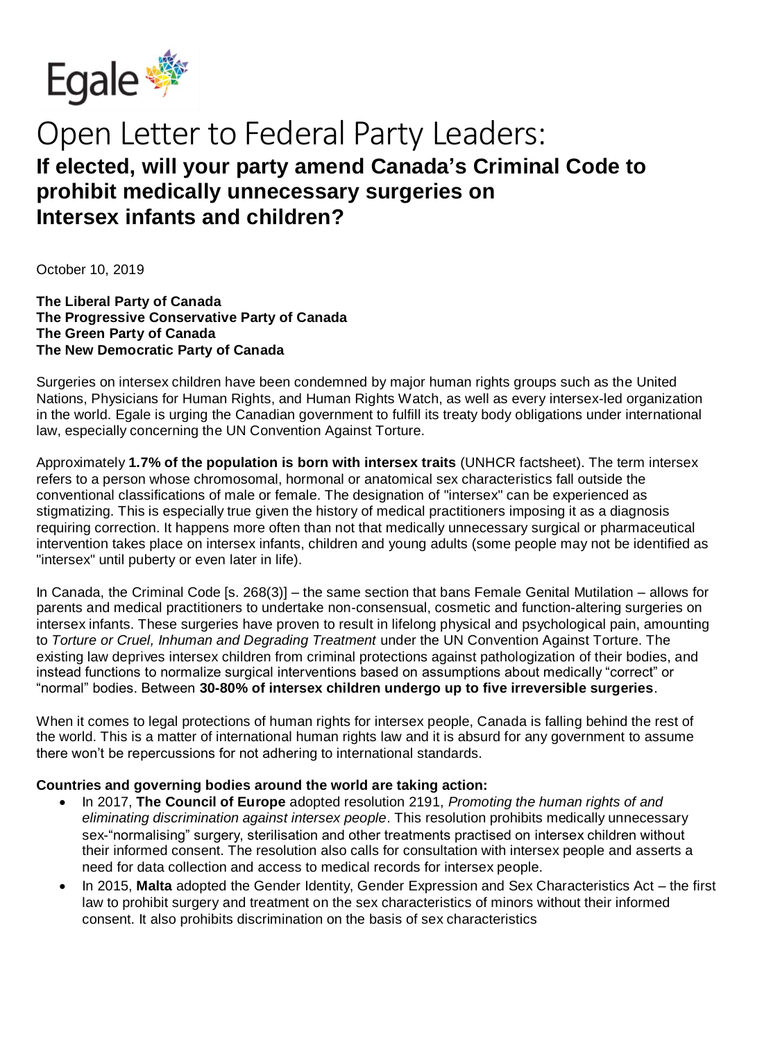Egale

# Open Letter to Federal Party Leaders:

## If elected, will your party amend Canada's Criminal Code to prohibit medically unnecessary surgeries on Intersex infants and children?

October 10, 2019

**The Liberal Party of Canada**
**The Progressive Conservative Party of Canada**
**The Green Party of Canada**
**The New Democratic Party of Canada**

Surgeries on intersex children have been condemned by major human rights groups such as the United Nations, Physicians for Human Rights, and Human Rights Watch, as well as every intersex-led organization in the world. Egale is urging the Canadian government to fulfill its treaty body obligations under international law, especially concerning the UN Convention Against Torture.

Approximately **1.7% of the population is born with intersex traits** (UNHCR factsheet). The term intersex refers to a person whose chromosomal, hormonal or anatomical sex characteristics fall outside the conventional classifications of male or female. The designation of "intersex" can be experienced as stigmatizing. This is especially true given the history of medical practitioners imposing it as a diagnosis requiring correction. It happens more often than not that medically unnecessary surgical or pharmaceutical intervention takes place on intersex infants, children and young adults (some people may not be identified as "intersex" until puberty or even later in life).

In Canada, the Criminal Code [s. 268(3)] – the same section that bans Female Genital Mutilation – allows for parents and medical practitioners to undertake non-consensual, cosmetic and function-altering surgeries on intersex infants. These surgeries have proven to result in lifelong physical and psychological pain, amounting to *Torture or Cruel, Inhuman and Degrading Treatment* under the UN Convention Against Torture. The existing law deprives intersex children from criminal protections against pathologization of their bodies, and instead functions to normalize surgical interventions based on assumptions about medically "correct" or "normal" bodies. Between **30-80% of intersex children undergo up to five irreversible surgeries**.

When it comes to legal protections of human rights for intersex people, Canada is falling behind the rest of the world. This is a matter of international human rights law and it is absurd for any government to assume there won't be repercussions for not adhering to international standards.

**Countries and governing bodies around the world are taking action:**

- In 2017, **The Council of Europe** adopted resolution 2191, *Promoting the human rights of and eliminating discrimination against intersex people*. This resolution prohibits medically unnecessary sex-"normalising" surgery, sterilisation and other treatments practised on intersex children without their informed consent. The resolution also calls for consultation with intersex people and asserts a need for data collection and access to medical records for intersex people.
- In 2015, **Malta** adopted the Gender Identity, Gender Expression and Sex Characteristics Act – the first law to prohibit surgery and treatment on the sex characteristics of minors without their informed consent. It also prohibits discrimination on the basis of sex characteristics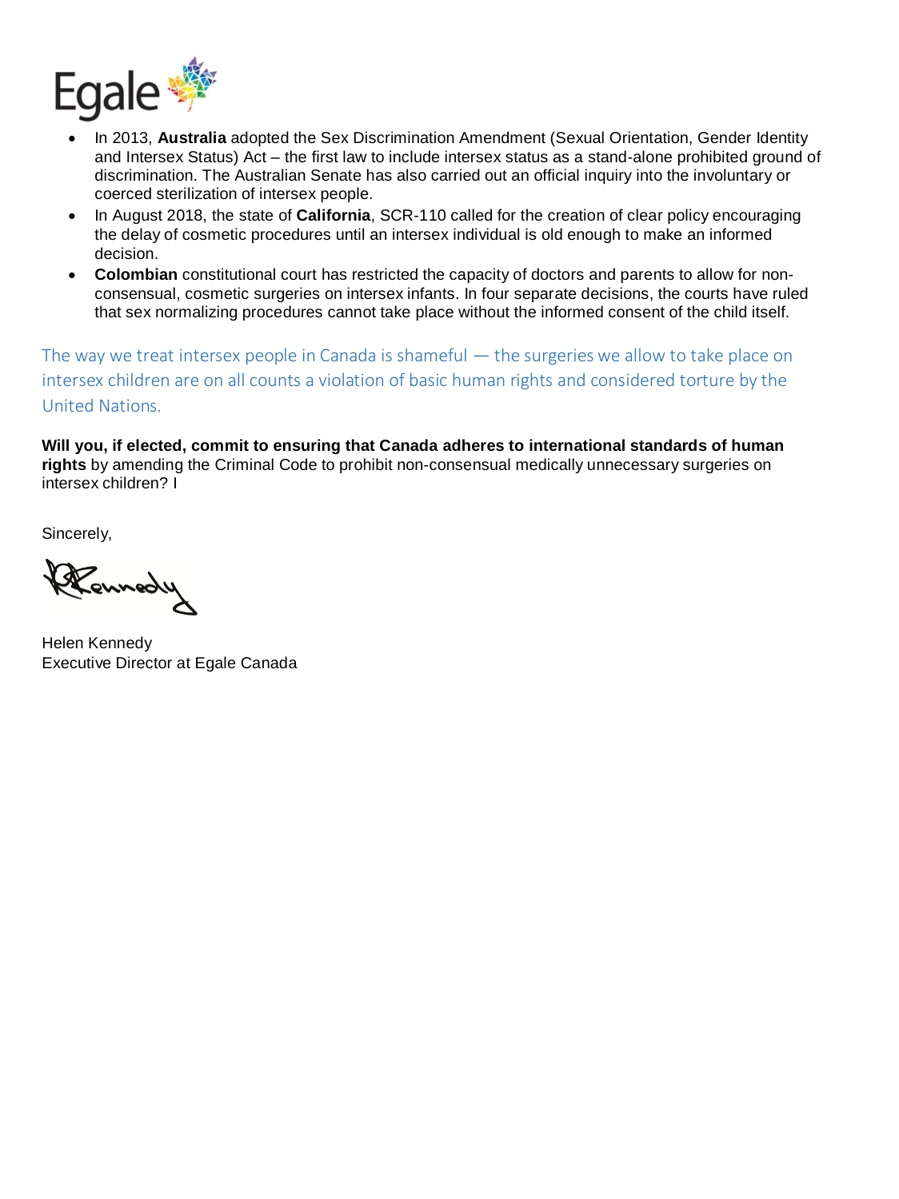- In 2013, **Australia** adopted the Sex Discrimination Amendment (Sexual Orientation, Gender Identity and Intersex Status) Act – the first law to include intersex status as a stand-alone prohibited ground of discrimination. The Australian Senate has also carried out an official inquiry into the involuntary or coerced sterilization of intersex people.
- In August 2018, the state of **California**, SCR-110 called for the creation of clear policy encouraging the delay of cosmetic procedures until an intersex individual is old enough to make an informed decision.
- **Colombian** constitutional court has restricted the capacity of doctors and parents to allow for non-consensual, cosmetic surgeries on intersex infants. In four separate decisions, the courts have ruled that sex normalizing procedures cannot take place without the informed consent of the child itself.

The way we treat intersex people in Canada is shameful — the surgeries we allow to take place on intersex children are on all counts a violation of basic human rights and considered torture by the United Nations.

**Will you, if elected, commit to ensuring that Canada adheres to international standards of human rights** by amending the Criminal Code to prohibit non-consensual medically unnecessary surgeries on intersex children? I

Sincerely,

Helen Kennedy
Executive Director at Egale Canada